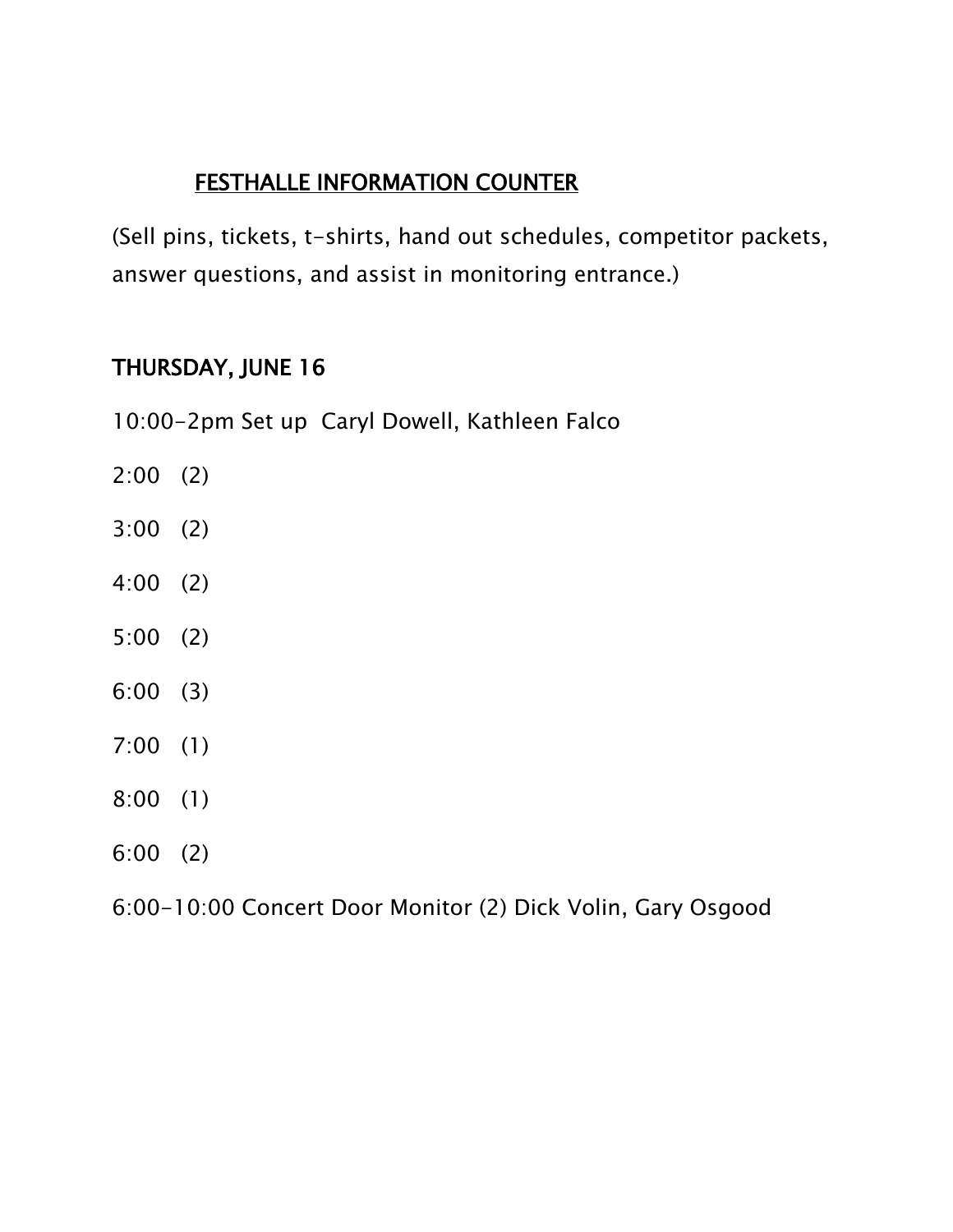## FESTHALLE INFORMATION COUNTER

(Sell pins, tickets, t-shirts, hand out schedules, competitor packets, answer questions, and assist in monitoring entrance.)

## THURSDAY, JUNE 16

10:00-2pm Set up Caryl Dowell, Kathleen Falco

2:00 (2)

3:00 (2)

4:00 (2)

5:00 (2)

6:00 (3)

7:00 (1)

8:00 (1)

6:00 (2)

6:00-10:00 Concert Door Monitor (2) Dick Volin, Gary Osgood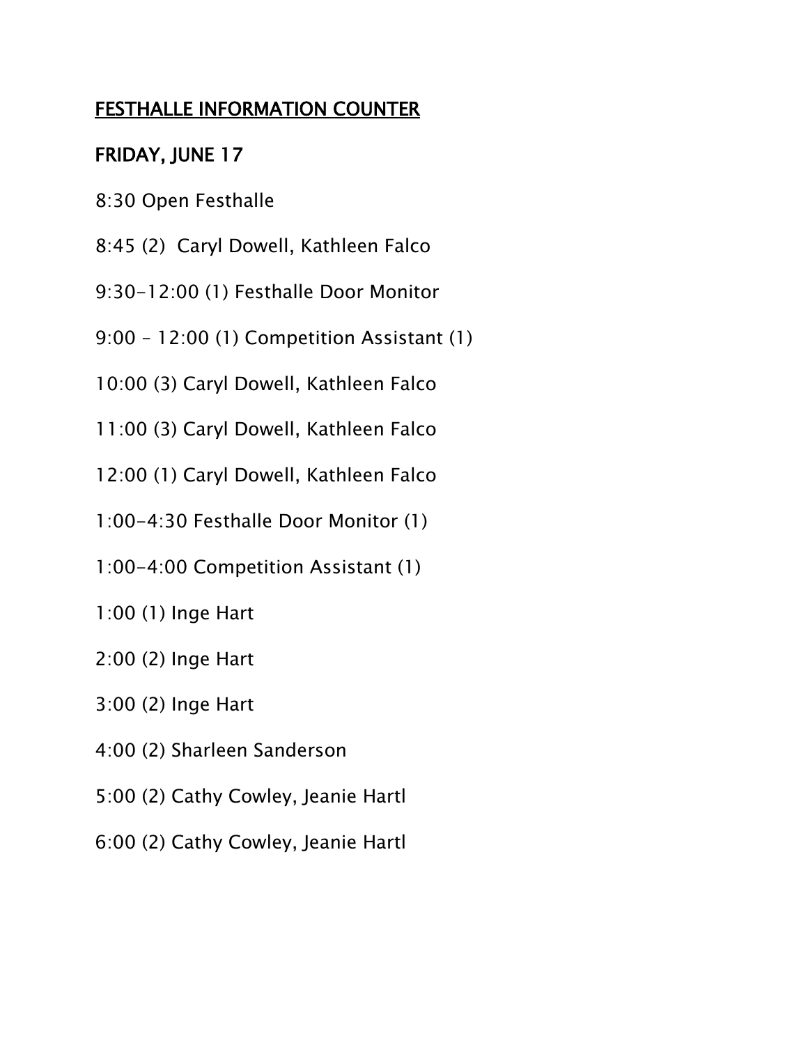## FESTHALLE INFORMATION COUNTER

## FRIDAY, JUNE 17

8:30 Open Festhalle

8:45 (2)  Caryl Dowell, Kathleen Falco

9:30-12:00 (1) Festhalle Door Monitor

9:00 – 12:00 (1) Competition Assistant (1)

10:00 (3) Caryl Dowell, Kathleen Falco

11:00 (3) Caryl Dowell, Kathleen Falco

12:00 (1) Caryl Dowell, Kathleen Falco

1:00-4:30 Festhalle Door Monitor (1)

1:00-4:00 Competition Assistant (1)

1:00 (1) Inge Hart

2:00 (2) Inge Hart

3:00 (2) Inge Hart

4:00 (2) Sharleen Sanderson

5:00 (2) Cathy Cowley, Jeanie Hartl

6:00 (2) Cathy Cowley, Jeanie Hartl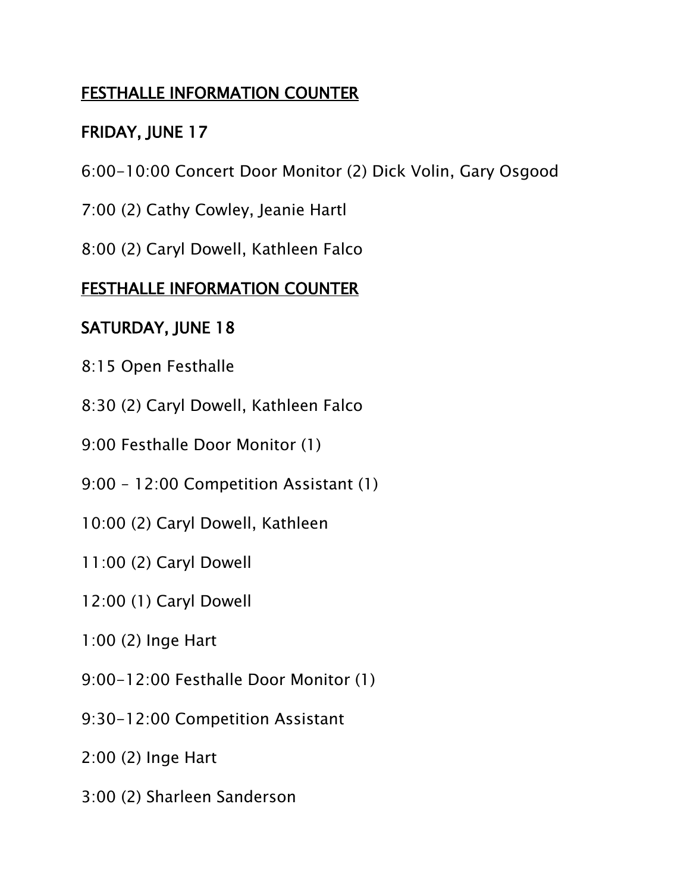## FESTHALLE INFORMATION COUNTER

### FRIDAY, JUNE 17

6:00-10:00 Concert Door Monitor (2) Dick Volin, Gary Osgood

7:00 (2) Cathy Cowley, Jeanie Hartl

8:00 (2) Caryl Dowell, Kathleen Falco

## FESTHALLE INFORMATION COUNTER

### SATURDAY, JUNE 18

8:15 Open Festhalle

8:30 (2) Caryl Dowell, Kathleen Falco

9:00 Festhalle Door Monitor (1)

9:00 – 12:00 Competition Assistant (1)

10:00 (2) Caryl Dowell, Kathleen

11:00 (2) Caryl Dowell

12:00 (1) Caryl Dowell

1:00 (2) Inge Hart

9:00-12:00 Festhalle Door Monitor (1)

9:30-12:00 Competition Assistant

2:00 (2) Inge Hart

3:00 (2) Sharleen Sanderson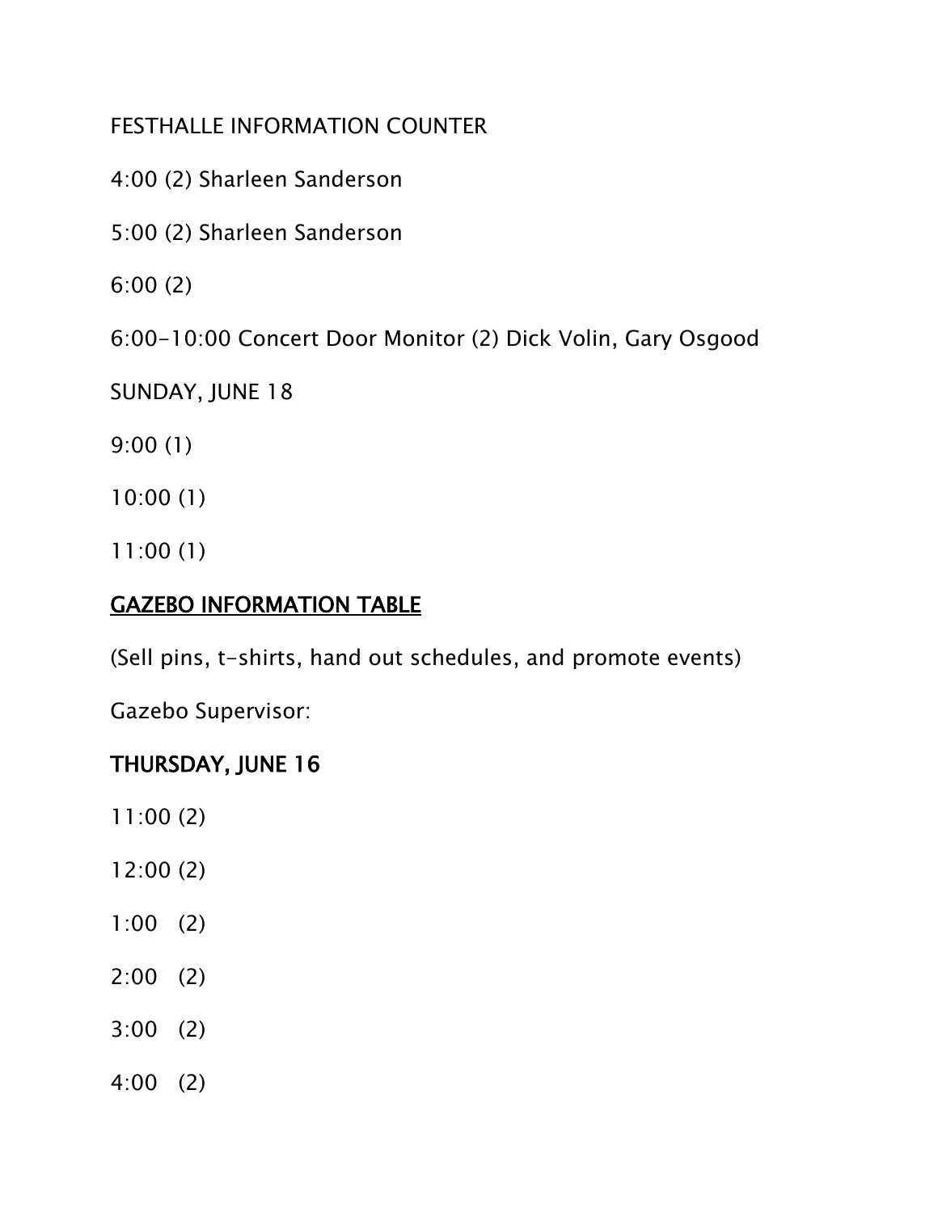FESTHALLE INFORMATION COUNTER

4:00 (2) Sharleen Sanderson

5:00 (2) Sharleen Sanderson

6:00 (2)

6:00-10:00 Concert Door Monitor (2) Dick Volin, Gary Osgood

SUNDAY, JUNE 18

9:00 (1)

10:00 (1)

11:00 (1)

## GAZEBO INFORMATION TABLE

(Sell pins, t-shirts, hand out schedules, and promote events)

Gazebo Supervisor:

### THURSDAY, JUNE 16

11:00 (2)

12:00 (2)

1:00 (2)

2:00 (2)

3:00 (2)

4:00 (2)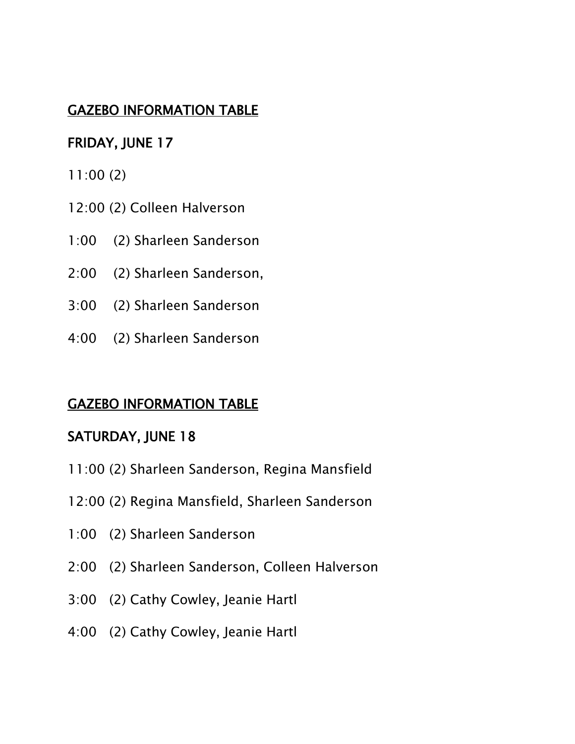## GAZEBO INFORMATION TABLE

## FRIDAY, JUNE 17

11:00 (2)

12:00 (2) Colleen Halverson

1:00 (2) Sharleen Sanderson

2:00 (2) Sharleen Sanderson,

3:00 (2) Sharleen Sanderson

4:00 (2) Sharleen Sanderson

## GAZEBO INFORMATION TABLE

## SATURDAY, JUNE 18

11:00 (2) Sharleen Sanderson, Regina Mansfield

12:00 (2) Regina Mansfield, Sharleen Sanderson

1:00 (2) Sharleen Sanderson

2:00 (2) Sharleen Sanderson, Colleen Halverson

3:00 (2) Cathy Cowley, Jeanie Hartl

4:00 (2) Cathy Cowley, Jeanie Hartl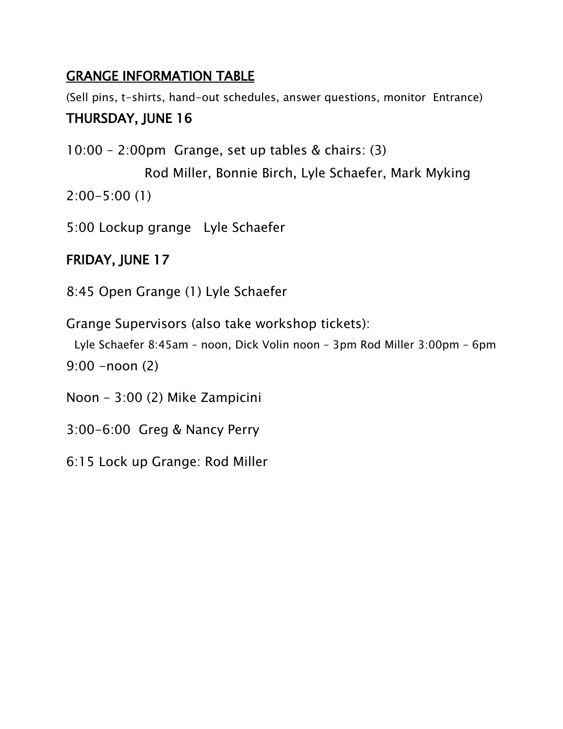## GRANGE INFORMATION TABLE

(Sell pins, t-shirts, hand-out schedules, answer questions, monitor Entrance)

### THURSDAY, JUNE 16

10:00 – 2:00pm Grange, set up tables & chairs: (3)

Rod Miller, Bonnie Birch, Lyle Schaefer, Mark Myking

2:00-5:00 (1)

5:00 Lockup grange Lyle Schaefer

### FRIDAY, JUNE 17

8:45 Open Grange (1) Lyle Schaefer

Grange Supervisors (also take workshop tickets):

Lyle Schaefer 8:45am – noon, Dick Volin noon – 3pm Rod Miller 3:00pm – 6pm

9:00 -noon (2)

Noon – 3:00 (2) Mike Zampicini

3:00-6:00 Greg & Nancy Perry

6:15 Lock up Grange: Rod Miller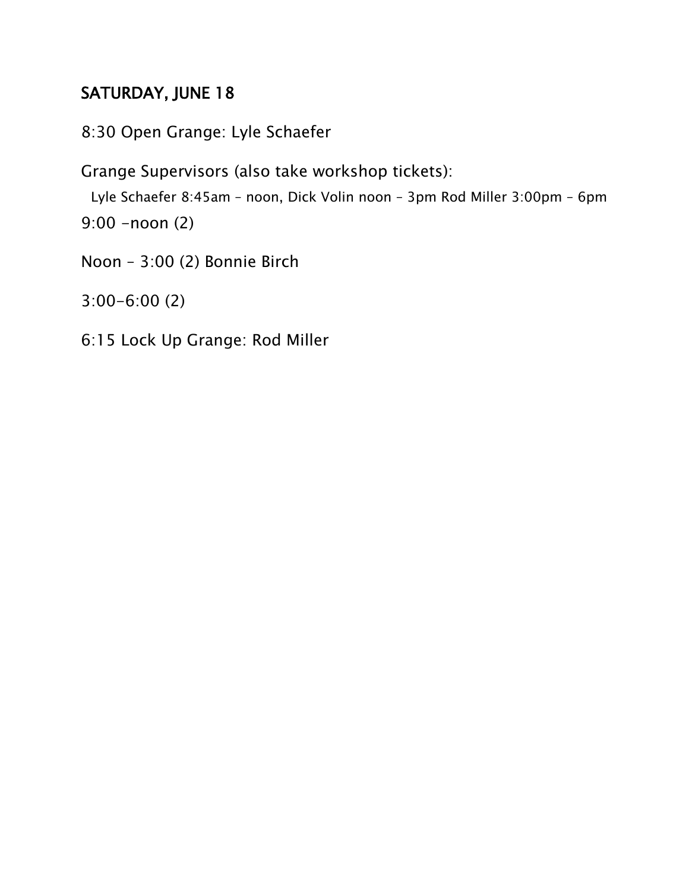## SATURDAY, JUNE 18

8:30 Open Grange: Lyle Schaefer

Grange Supervisors (also take workshop tickets):

Lyle Schaefer 8:45am – noon, Dick Volin noon – 3pm Rod Miller 3:00pm – 6pm

9:00 –noon (2)

Noon – 3:00 (2) Bonnie Birch

3:00-6:00 (2)

6:15 Lock Up Grange: Rod Miller